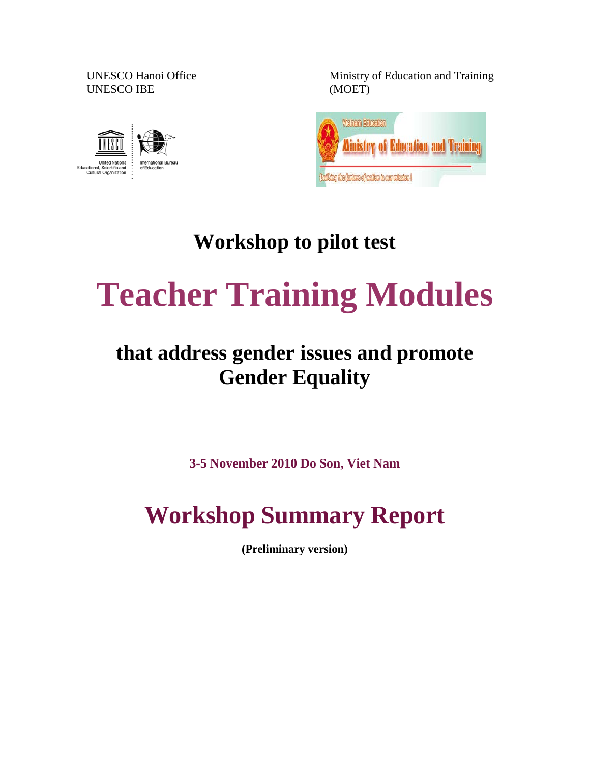UNESCO Hanoi Office
UNESCO IBE

Ministry of Education and Training
(MOET)

## Workshop to pilot test

# Teacher Training Modules

## that address gender issues and promote Gender Equality

**3-5 November 2010 Do Son, Viet Nam**

# Workshop Summary Report

**(Preliminary version)**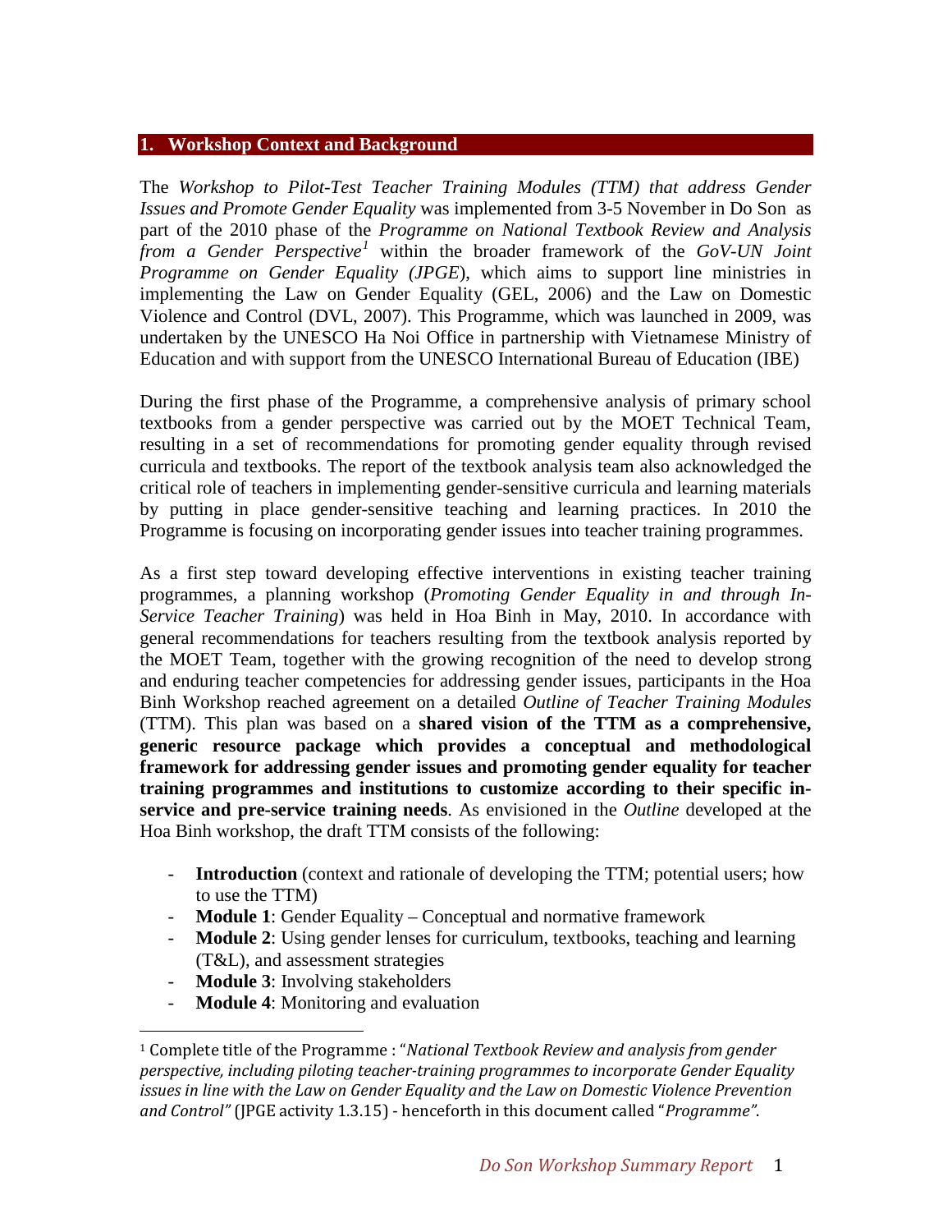## 1. Workshop Context and Background

The *Workshop to Pilot-Test Teacher Training Modules (TTM) that address Gender Issues and Promote Gender Equality* was implemented from 3-5 November in Do Son as part of the 2010 phase of the *Programme on National Textbook Review and Analysis from a Gender Perspective*[1] within the broader framework of the *GoV-UN Joint Programme on Gender Equality (JPGE*), which aims to support line ministries in implementing the Law on Gender Equality (GEL, 2006) and the Law on Domestic Violence and Control (DVL, 2007). This Programme, which was launched in 2009, was undertaken by the UNESCO Ha Noi Office in partnership with Vietnamese Ministry of Education and with support from the UNESCO International Bureau of Education (IBE)

During the first phase of the Programme, a comprehensive analysis of primary school textbooks from a gender perspective was carried out by the MOET Technical Team, resulting in a set of recommendations for promoting gender equality through revised curricula and textbooks. The report of the textbook analysis team also acknowledged the critical role of teachers in implementing gender-sensitive curricula and learning materials by putting in place gender-sensitive teaching and learning practices. In 2010 the Programme is focusing on incorporating gender issues into teacher training programmes.

As a first step toward developing effective interventions in existing teacher training programmes, a planning workshop (*Promoting Gender Equality in and through In-Service Teacher Training*) was held in Hoa Binh in May, 2010. In accordance with general recommendations for teachers resulting from the textbook analysis reported by the MOET Team, together with the growing recognition of the need to develop strong and enduring teacher competencies for addressing gender issues, participants in the Hoa Binh Workshop reached agreement on a detailed *Outline of Teacher Training Modules* (TTM). This plan was based on a **shared vision of the TTM as a comprehensive, generic resource package which provides a conceptual and methodological framework for addressing gender issues and promoting gender equality for teacher training programmes and institutions to customize according to their specific in-service and pre-service training needs**. As envisioned in the *Outline* developed at the Hoa Binh workshop, the draft TTM consists of the following:

- **Introduction** (context and rationale of developing the TTM; potential users; how to use the TTM)
- **Module 1**: Gender Equality – Conceptual and normative framework
- **Module 2**: Using gender lenses for curriculum, textbooks, teaching and learning (T&L), and assessment strategies
- **Module 3**: Involving stakeholders
- **Module 4**: Monitoring and evaluation

---

[1] Complete title of the Programme : "*National Textbook Review and analysis from gender perspective, including piloting teacher-training programmes to incorporate Gender Equality issues in line with the Law on Gender Equality and the Law on Domestic Violence Prevention and Control"* (JPGE activity 1.3.15) - henceforth in this document called "*Programme"*.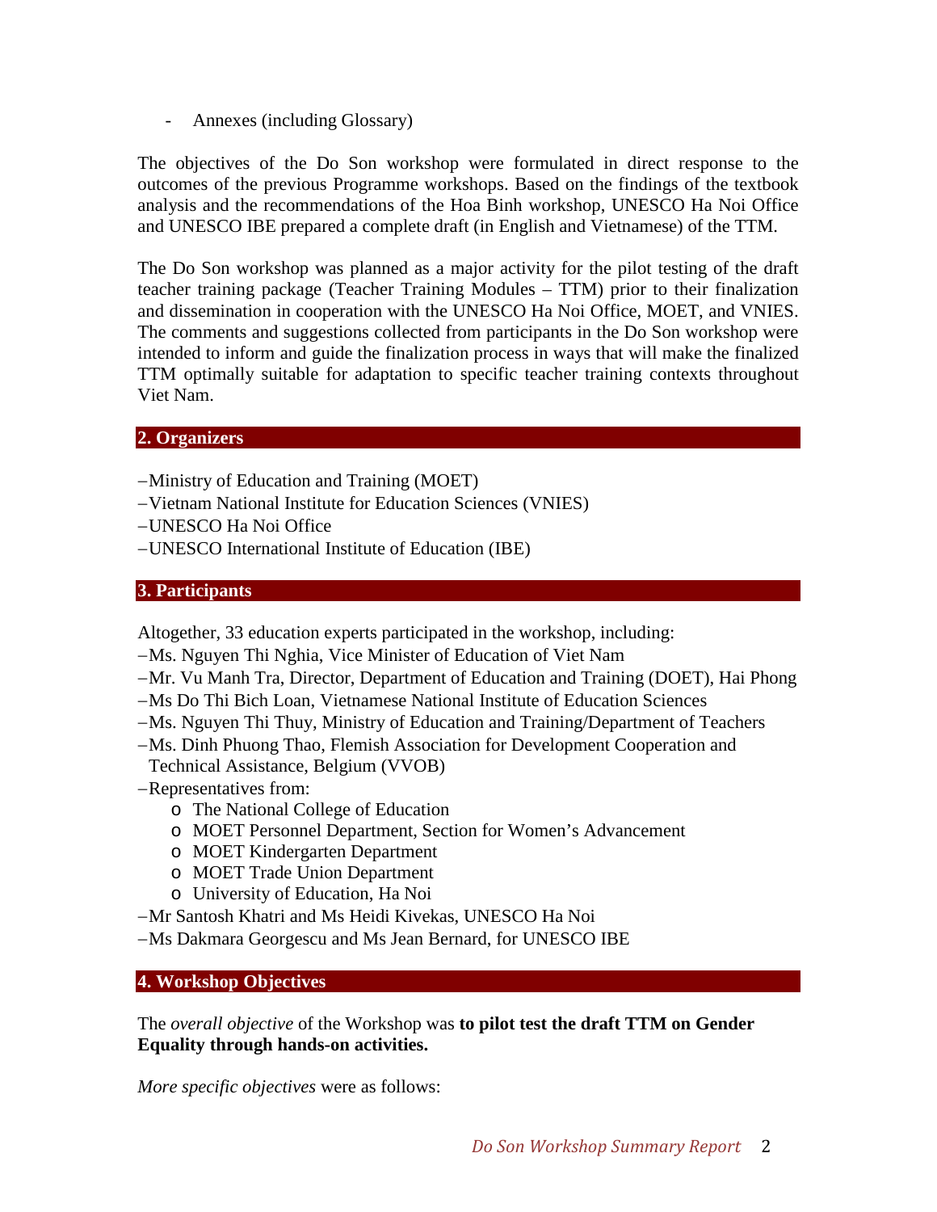- Annexes (including Glossary)

The objectives of the Do Son workshop were formulated in direct response to the outcomes of the previous Programme workshops. Based on the findings of the textbook analysis and the recommendations of the Hoa Binh workshop, UNESCO Ha Noi Office and UNESCO IBE prepared a complete draft (in English and Vietnamese) of the TTM.

The Do Son workshop was planned as a major activity for the pilot testing of the draft teacher training package (Teacher Training Modules – TTM) prior to their finalization and dissemination in cooperation with the UNESCO Ha Noi Office, MOET, and VNIES. The comments and suggestions collected from participants in the Do Son workshop were intended to inform and guide the finalization process in ways that will make the finalized TTM optimally suitable for adaptation to specific teacher training contexts throughout Viet Nam.

## 2. Organizers

- Ministry of Education and Training (MOET)
- Vietnam National Institute for Education Sciences (VNIES)
- UNESCO Ha Noi Office
- UNESCO International Institute of Education (IBE)

## 3. Participants

Altogether, 33 education experts participated in the workshop, including:

- Ms. Nguyen Thi Nghia, Vice Minister of Education of Viet Nam
- Mr. Vu Manh Tra, Director, Department of Education and Training (DOET), Hai Phong
- Ms Do Thi Bich Loan, Vietnamese National Institute of Education Sciences
- Ms. Nguyen Thi Thuy, Ministry of Education and Training/Department of Teachers
- Ms. Dinh Phuong Thao, Flemish Association for Development Cooperation and Technical Assistance, Belgium (VVOB)
- Representatives from:
  - The National College of Education
  - MOET Personnel Department, Section for Women's Advancement
  - MOET Kindergarten Department
  - MOET Trade Union Department
  - University of Education, Ha Noi
- Mr Santosh Khatri and Ms Heidi Kivekas, UNESCO Ha Noi
- Ms Dakmara Georgescu and Ms Jean Bernard, for UNESCO IBE

## 4. Workshop Objectives

The *overall objective* of the Workshop was **to pilot test the draft TTM on Gender Equality through hands-on activities.**

*More specific objectives* were as follows: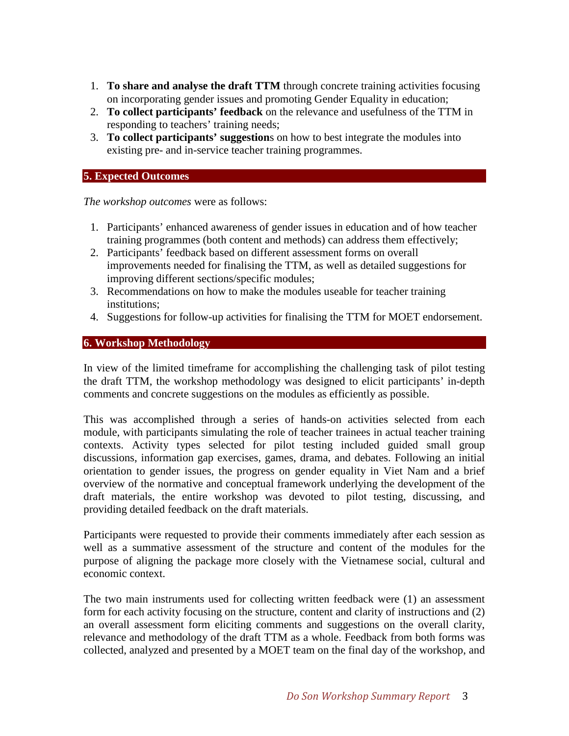1. **To share and analyse the draft TTM** through concrete training activities focusing on incorporating gender issues and promoting Gender Equality in education;
2. **To collect participants' feedback** on the relevance and usefulness of the TTM in responding to teachers' training needs;
3. **To collect participants' suggestion**s on how to best integrate the modules into existing pre- and in-service teacher training programmes.

## 5. Expected Outcomes

*The workshop outcomes* were as follows:

1. Participants' enhanced awareness of gender issues in education and of how teacher training programmes (both content and methods) can address them effectively;
2. Participants' feedback based on different assessment forms on overall improvements needed for finalising the TTM, as well as detailed suggestions for improving different sections/specific modules;
3. Recommendations on how to make the modules useable for teacher training institutions;
4. Suggestions for follow-up activities for finalising the TTM for MOET endorsement.

## 6. Workshop Methodology

In view of the limited timeframe for accomplishing the challenging task of pilot testing the draft TTM, the workshop methodology was designed to elicit participants' in-depth comments and concrete suggestions on the modules as efficiently as possible.

This was accomplished through a series of hands-on activities selected from each module, with participants simulating the role of teacher trainees in actual teacher training contexts. Activity types selected for pilot testing included guided small group discussions, information gap exercises, games, drama, and debates. Following an initial orientation to gender issues, the progress on gender equality in Viet Nam and a brief overview of the normative and conceptual framework underlying the development of the draft materials, the entire workshop was devoted to pilot testing, discussing, and providing detailed feedback on the draft materials.

Participants were requested to provide their comments immediately after each session as well as a summative assessment of the structure and content of the modules for the purpose of aligning the package more closely with the Vietnamese social, cultural and economic context.

The two main instruments used for collecting written feedback were (1) an assessment form for each activity focusing on the structure, content and clarity of instructions and (2) an overall assessment form eliciting comments and suggestions on the overall clarity, relevance and methodology of the draft TTM as a whole. Feedback from both forms was collected, analyzed and presented by a MOET team on the final day of the workshop, and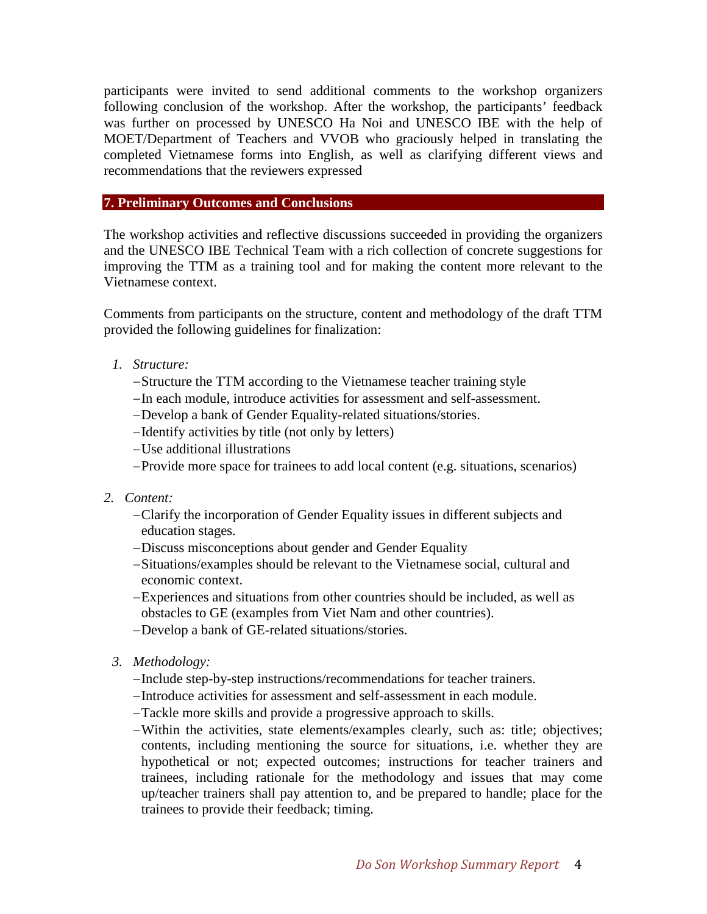participants were invited to send additional comments to the workshop organizers following conclusion of the workshop. After the workshop, the participants' feedback was further on processed by UNESCO Ha Noi and UNESCO IBE with the help of MOET/Department of Teachers and VVOB who graciously helped in translating the completed Vietnamese forms into English, as well as clarifying different views and recommendations that the reviewers expressed

## 7. Preliminary Outcomes and Conclusions

The workshop activities and reflective discussions succeeded in providing the organizers and the UNESCO IBE Technical Team with a rich collection of concrete suggestions for improving the TTM as a training tool and for making the content more relevant to the Vietnamese context.

Comments from participants on the structure, content and methodology of the draft TTM provided the following guidelines for finalization:

1. *Structure:*
   - Structure the TTM according to the Vietnamese teacher training style
   - In each module, introduce activities for assessment and self-assessment.
   - Develop a bank of Gender Equality-related situations/stories.
   - Identify activities by title (not only by letters)
   - Use additional illustrations
   - Provide more space for trainees to add local content (e.g. situations, scenarios)

2. *Content:*
   - Clarify the incorporation of Gender Equality issues in different subjects and education stages.
   - Discuss misconceptions about gender and Gender Equality
   - Situations/examples should be relevant to the Vietnamese social, cultural and economic context.
   - Experiences and situations from other countries should be included, as well as obstacles to GE (examples from Viet Nam and other countries).
   - Develop a bank of GE-related situations/stories.

3. *Methodology:*
   - Include step-by-step instructions/recommendations for teacher trainers.
   - Introduce activities for assessment and self-assessment in each module.
   - Tackle more skills and provide a progressive approach to skills.
   - Within the activities, state elements/examples clearly, such as: title; objectives; contents, including mentioning the source for situations, i.e. whether they are hypothetical or not; expected outcomes; instructions for teacher trainers and trainees, including rationale for the methodology and issues that may come up/teacher trainers shall pay attention to, and be prepared to handle; place for the trainees to provide their feedback; timing.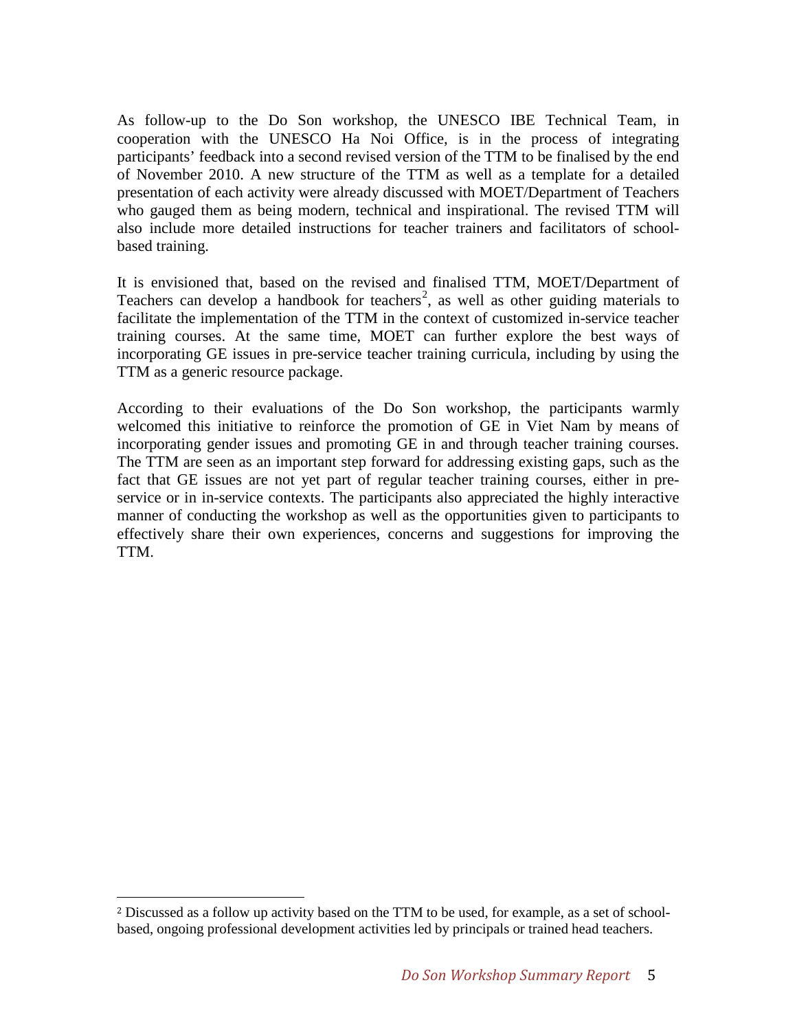As follow-up to the Do Son workshop, the UNESCO IBE Technical Team, in cooperation with the UNESCO Ha Noi Office, is in the process of integrating participants' feedback into a second revised version of the TTM to be finalised by the end of November 2010. A new structure of the TTM as well as a template for a detailed presentation of each activity were already discussed with MOET/Department of Teachers who gauged them as being modern, technical and inspirational. The revised TTM will also include more detailed instructions for teacher trainers and facilitators of school-based training.

It is envisioned that, based on the revised and finalised TTM, MOET/Department of Teachers can develop a handbook for teachers[2], as well as other guiding materials to facilitate the implementation of the TTM in the context of customized in-service teacher training courses. At the same time, MOET can further explore the best ways of incorporating GE issues in pre-service teacher training curricula, including by using the TTM as a generic resource package.

According to their evaluations of the Do Son workshop, the participants warmly welcomed this initiative to reinforce the promotion of GE in Viet Nam by means of incorporating gender issues and promoting GE in and through teacher training courses. The TTM are seen as an important step forward for addressing existing gaps, such as the fact that GE issues are not yet part of regular teacher training courses, either in pre-service or in in-service contexts. The participants also appreciated the highly interactive manner of conducting the workshop as well as the opportunities given to participants to effectively share their own experiences, concerns and suggestions for improving the TTM.

---

[2] Discussed as a follow up activity based on the TTM to be used, for example, as a set of school-based, ongoing professional development activities led by principals or trained head teachers.